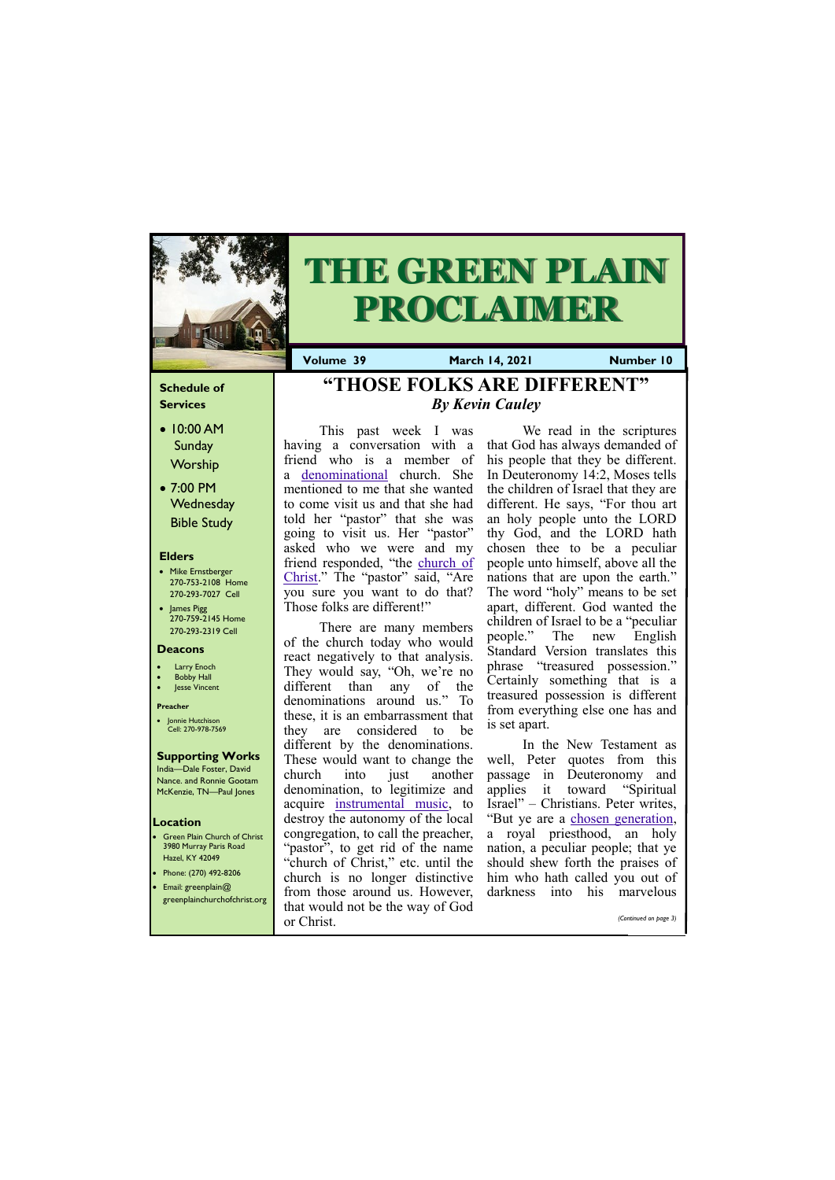# THE GREEN PLAIN PROCLAIMER

**Volume 39** | **March 14, 2021** | **Number 10**

## Schedule of Services

- 10:00 AM Sunday Worship
- 7:00 PM Wednesday Bible Study

### Elders

- Mike Ernstberger 270-753-2108 Home 270-293-7027 Cell
- James Pigg 270-759-2145 Home 270-293-2319 Cell

### Deacons

- Larry Enoch
- Bobby Hall
- Jesse Vincent

### Preacher

- Jonnie Hutchison Cell: 270-978-7569

### Supporting Works

India—Dale Foster, David Nance. and Ronnie Gootam McKenzie, TN—Paul Jones

### Location

- Green Plain Church of Christ 3980 Murray Paris Road Hazel, KY 42049
- Phone: (270) 492-8206
- Email: greenplain@greenplainchurchofchrist.org

# "THOSE FOLKS ARE DIFFERENT"

*By Kevin Cauley*

This past week I was having a conversation with a friend who is a member of a denominational church. She mentioned to me that she wanted to come visit us and that she had told her "pastor" that she was going to visit us. Her "pastor" asked who we were and my friend responded, "the church of Christ." The "pastor" said, "Are you sure you want to do that? Those folks are different!"

There are many members of the church today who would react negatively to that analysis. They would say, "Oh, we're no different than any of the denominations around us." To these, it is an embarrassment that they are considered to be different by the denominations. These would want to change the church into just another denomination, to legitimize and acquire instrumental music, to destroy the autonomy of the local congregation, to call the preacher, "pastor", to get rid of the name "church of Christ," etc. until the church is no longer distinctive from those around us. However, that would not be the way of God or Christ.

We read in the scriptures that God has always demanded of his people that they be different. In Deuteronomy 14:2, Moses tells the children of Israel that they are different. He says, "For thou art an holy people unto the LORD thy God, and the LORD hath chosen thee to be a peculiar people unto himself, above all the nations that are upon the earth." The word "holy" means to be set apart, different. God wanted the children of Israel to be a "peculiar people." The new English Standard Version translates this phrase "treasured possession." Certainly something that is a treasured possession is different from everything else one has and is set apart.

In the New Testament as well, Peter quotes from this passage in Deuteronomy and applies it toward "Spiritual Israel" – Christians. Peter writes, "But ye are a chosen generation, a royal priesthood, an holy nation, a peculiar people; that ye should shew forth the praises of him who hath called you out of darkness into his marvelous

*(Continued on page 3)*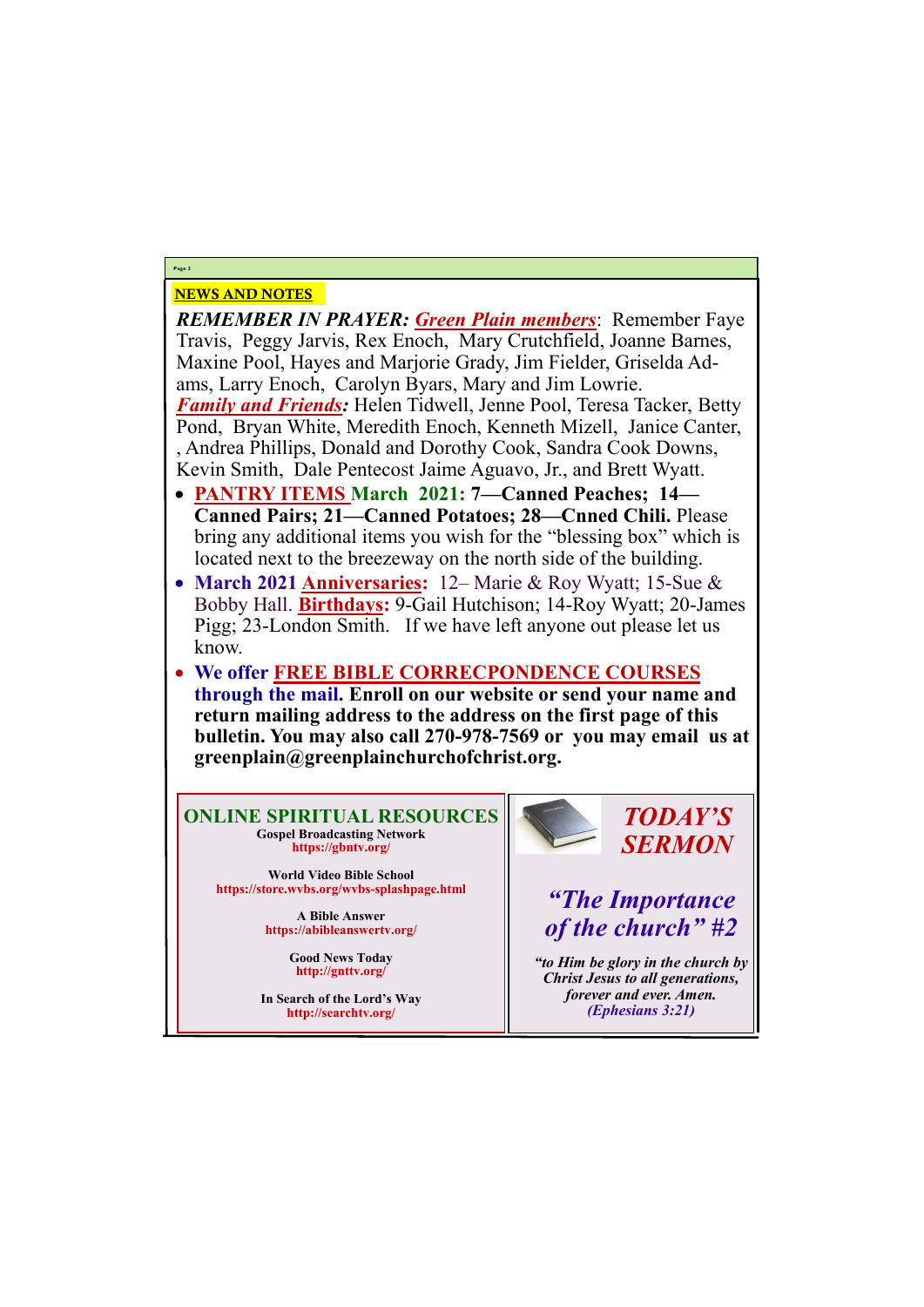## NEWS AND NOTES

***REMEMBER IN PRAYER:*** ***Green Plain members***: Remember Faye Travis, Peggy Jarvis, Rex Enoch, Mary Crutchfield, Joanne Barnes, Maxine Pool, Hayes and Marjorie Grady, Jim Fielder, Griselda Adams, Larry Enoch, Carolyn Byars, Mary and Jim Lowrie.
***Family and Friends:*** Helen Tidwell, Jenne Pool, Teresa Tacker, Betty Pond, Bryan White, Meredith Enoch, Kenneth Mizell, Janice Canter, , Andrea Phillips, Donald and Dorothy Cook, Sandra Cook Downs, Kevin Smith, Dale Pentecost Jaime Aguavo, Jr., and Brett Wyatt.

- **PANTRY ITEMS March 2021: 7—Canned Peaches; 14—Canned Pairs; 21—Canned Potatoes; 28—Cnned Chili.** Please bring any additional items you wish for the "blessing box" which is located next to the breezeway on the north side of the building.
- **March 2021 Anniversaries:** 12– Marie & Roy Wyatt; 15-Sue & Bobby Hall. **Birthdays:** 9-Gail Hutchison; 14-Roy Wyatt; 20-James Pigg; 23-London Smith. If we have left anyone out please let us know.
- **We offer FREE BIBLE CORRECPONDENCE COURSES through the mail. Enroll on our website or send your name and return mailing address to the address on the first page of this bulletin. You may also call 270-978-7569 or you may email us at greenplain@greenplainchurchofchrist.org.**

## ONLINE SPIRITUAL RESOURCES

**Gospel Broadcasting Network**
https://gbntv.org/

**World Video Bible School**
https://store.wvbs.org/wvbs-splashpage.html

**A Bible Answer**
https://abibleanswertv.org/

**Good News Today**
http://gnttv.org/

**In Search of the Lord's Way**
http://searchtv.org/

## *TODAY'S SERMON*

### *"The Importance of the church" #2*

***"to Him be glory in the church by Christ Jesus to all generations, forever and ever. Amen. (Ephesians 3:21)***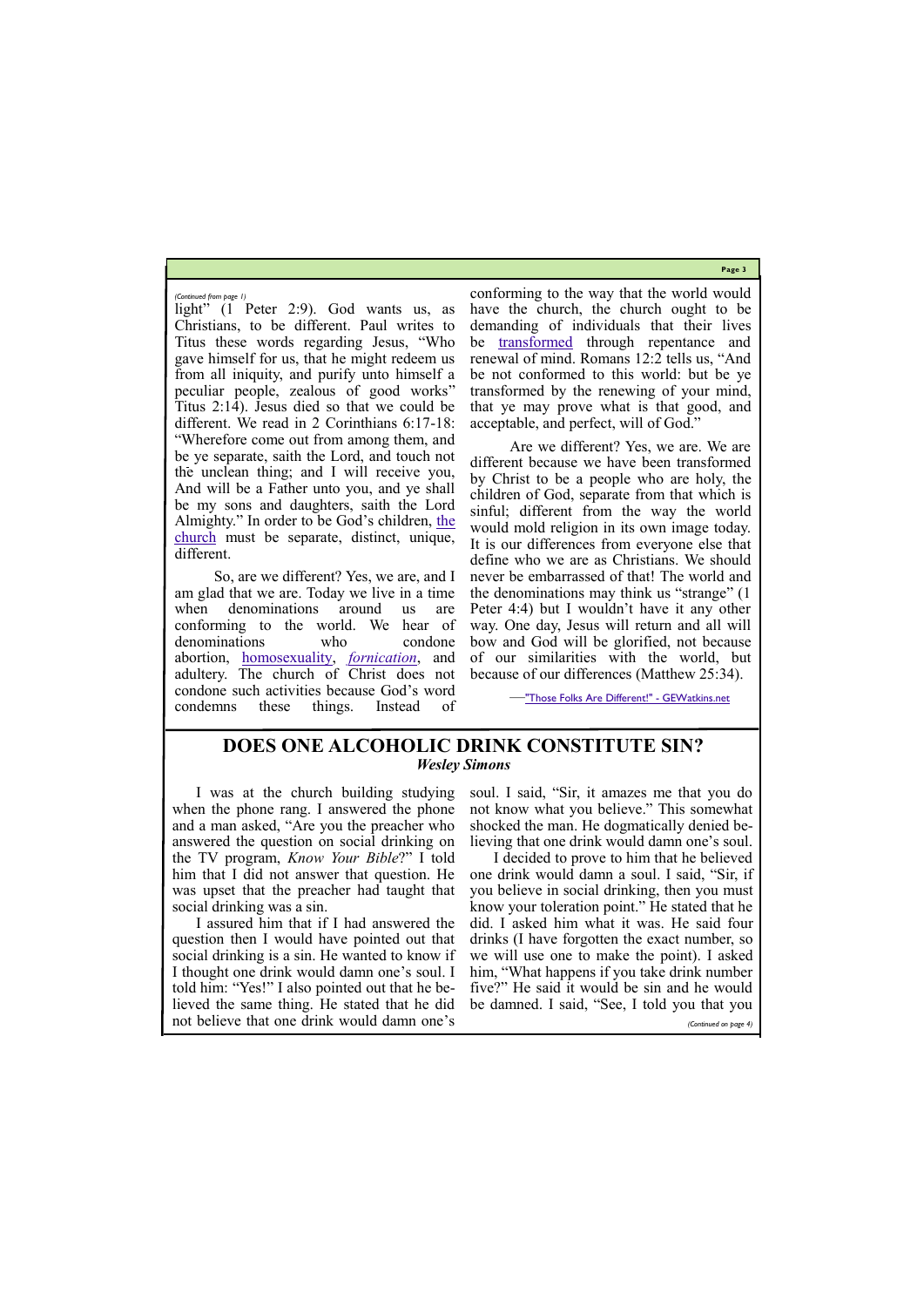*(Continued from page 1)*

light" (1 Peter 2:9). God wants us, as Christians, to be different. Paul writes to Titus these words regarding Jesus, "Who gave himself for us, that he might redeem us from all iniquity, and purify unto himself a peculiar people, zealous of good works" Titus 2:14). Jesus died so that we could be different. We read in 2 Corinthians 6:17-18: "Wherefore come out from among them, and be ye separate, saith the Lord, and touch not the unclean thing; and I will receive you, And will be a Father unto you, and ye shall be my sons and daughters, saith the Lord Almighty." In order to be God's children, the church must be separate, distinct, unique, different.

So, are we different? Yes, we are, and I am glad that we are. Today we live in a time when denominations around us are conforming to the world. We hear of denominations who condone abortion, homosexuality, *fornication*, and adultery. The church of Christ does not condone such activities because God's word condemns these things. Instead of conforming to the way that the world would have the church, the church ought to be demanding of individuals that their lives be transformed through repentance and renewal of mind. Romans 12:2 tells us, "And be not conformed to this world: but be ye transformed by the renewing of your mind, that ye may prove what is that good, and acceptable, and perfect, will of God."

Are we different? Yes, we are. We are different because we have been transformed by Christ to be a people who are holy, the children of God, separate from that which is sinful; different from the way the world would mold religion in its own image today. It is our differences from everyone else that define who we are as Christians. We should never be embarrassed of that! The world and the denominations may think us "strange" (1 Peter 4:4) but I wouldn't have it any other way. One day, Jesus will return and all will bow and God will be glorified, not because of our similarities with the world, but because of our differences (Matthew 25:34).

—"Those Folks Are Different!" - GEWatkins.net

## DOES ONE ALCOHOLIC DRINK CONSTITUTE SIN?

***Wesley Simons***

I was at the church building studying when the phone rang. I answered the phone and a man asked, "Are you the preacher who answered the question on social drinking on the TV program, *Know Your Bible*?" I told him that I did not answer that question. He was upset that the preacher had taught that social drinking was a sin.

I assured him that if I had answered the question then I would have pointed out that social drinking is a sin. He wanted to know if I thought one drink would damn one's soul. I told him: "Yes!" I also pointed out that he believed the same thing. He stated that he did not believe that one drink would damn one's soul. I said, "Sir, it amazes me that you do not know what you believe." This somewhat shocked the man. He dogmatically denied believing that one drink would damn one's soul.

I decided to prove to him that he believed one drink would damn a soul. I said, "Sir, if you believe in social drinking, then you must know your toleration point." He stated that he did. I asked him what it was. He said four drinks (I have forgotten the exact number, so we will use one to make the point). I asked him, "What happens if you take drink number five?" He said it would be sin and he would be damned. I said, "See, I told you that you

*(Continued on page 4)*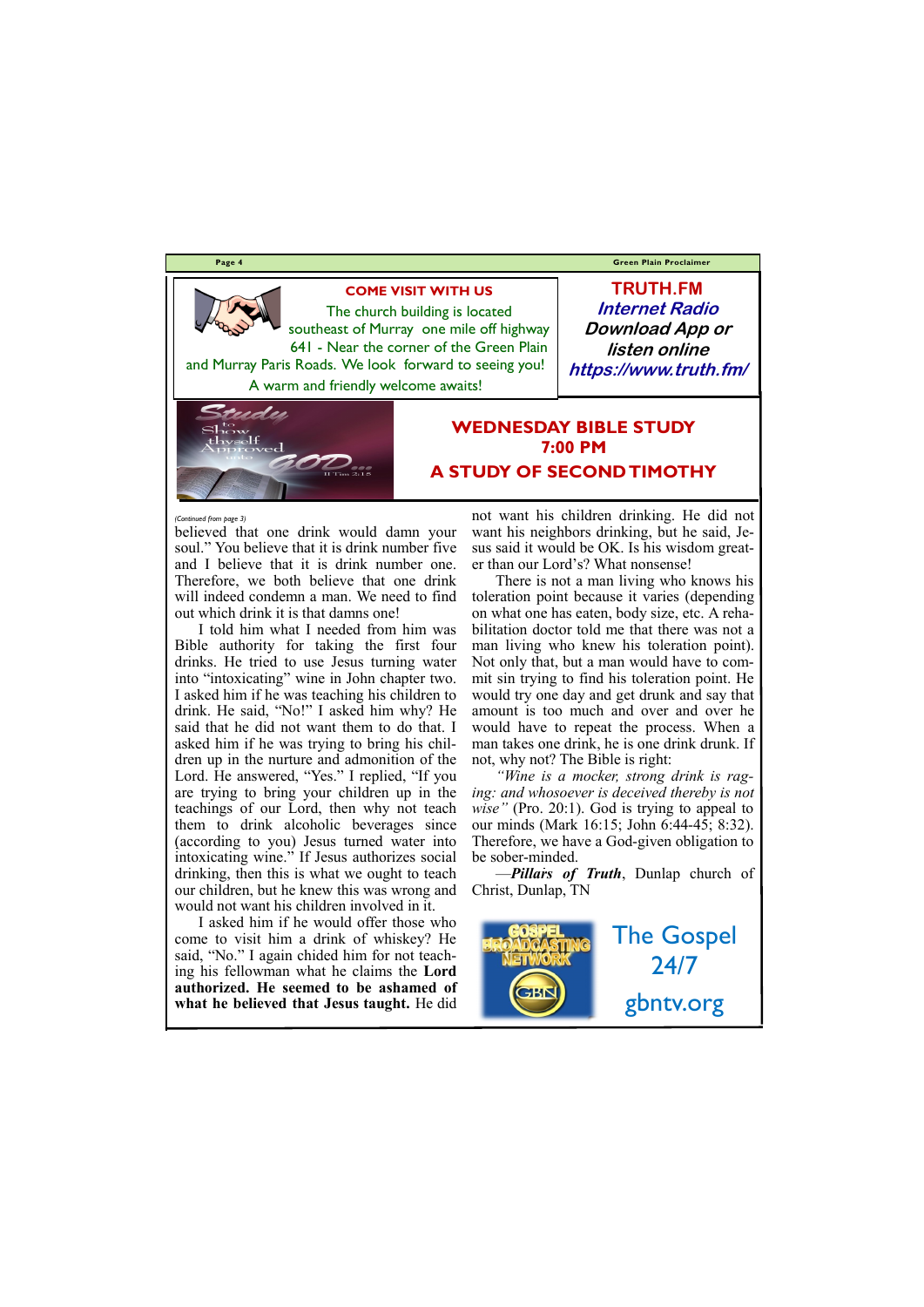## COME VISIT WITH US

The church building is located southeast of Murray one mile off highway 641 - Near the corner of the Green Plain and Murray Paris Roads. We look forward to seeing you! A warm and friendly welcome awaits!

## TRUTH.FM

*Internet Radio*

*Download App or listen online*

*https://www.truth.fm/*

## WEDNESDAY BIBLE STUDY 7:00 PM

## A STUDY OF SECOND TIMOTHY

*(Continued from page 3)*

believed that one drink would damn your soul." You believe that it is drink number five and I believe that it is drink number one. Therefore, we both believe that one drink will indeed condemn a man. We need to find out which drink it is that damns one!

I told him what I needed from him was Bible authority for taking the first four drinks. He tried to use Jesus turning water into "intoxicating" wine in John chapter two. I asked him if he was teaching his children to drink. He said, "No!" I asked him why? He said that he did not want them to do that. I asked him if he was trying to bring his children up in the nurture and admonition of the Lord. He answered, "Yes." I replied, "If you are trying to bring your children up in the teachings of our Lord, then why not teach them to drink alcoholic beverages since (according to you) Jesus turned water into intoxicating wine." If Jesus authorizes social drinking, then this is what we ought to teach our children, but he knew this was wrong and would not want his children involved in it.

I asked him if he would offer those who come to visit him a drink of whiskey? He said, "No." I again chided him for not teaching his fellowman what he claims the **Lord authorized. He seemed to be ashamed of what he believed that Jesus taught.** He did not want his children drinking. He did not want his neighbors drinking, but he said, Jesus said it would be OK. Is his wisdom greater than our Lord's? What nonsense!

There is not a man living who knows his toleration point because it varies (depending on what one has eaten, body size, etc. A rehabilitation doctor told me that there was not a man living who knew his toleration point). Not only that, but a man would have to commit sin trying to find his toleration point. He would try one day and get drunk and say that amount is too much and over and over he would have to repeat the process. When a man takes one drink, he is one drink drunk. If not, why not? The Bible is right:

*"Wine is a mocker, strong drink is raging: and whosoever is deceived thereby is not wise"* (Pro. 20:1). God is trying to appeal to our minds (Mark 16:15; John 6:44-45; 8:32). Therefore, we have a God-given obligation to be sober-minded.

—***Pillars of Truth***, Dunlap church of Christ, Dunlap, TN

The Gospel 24/7

gbntv.org